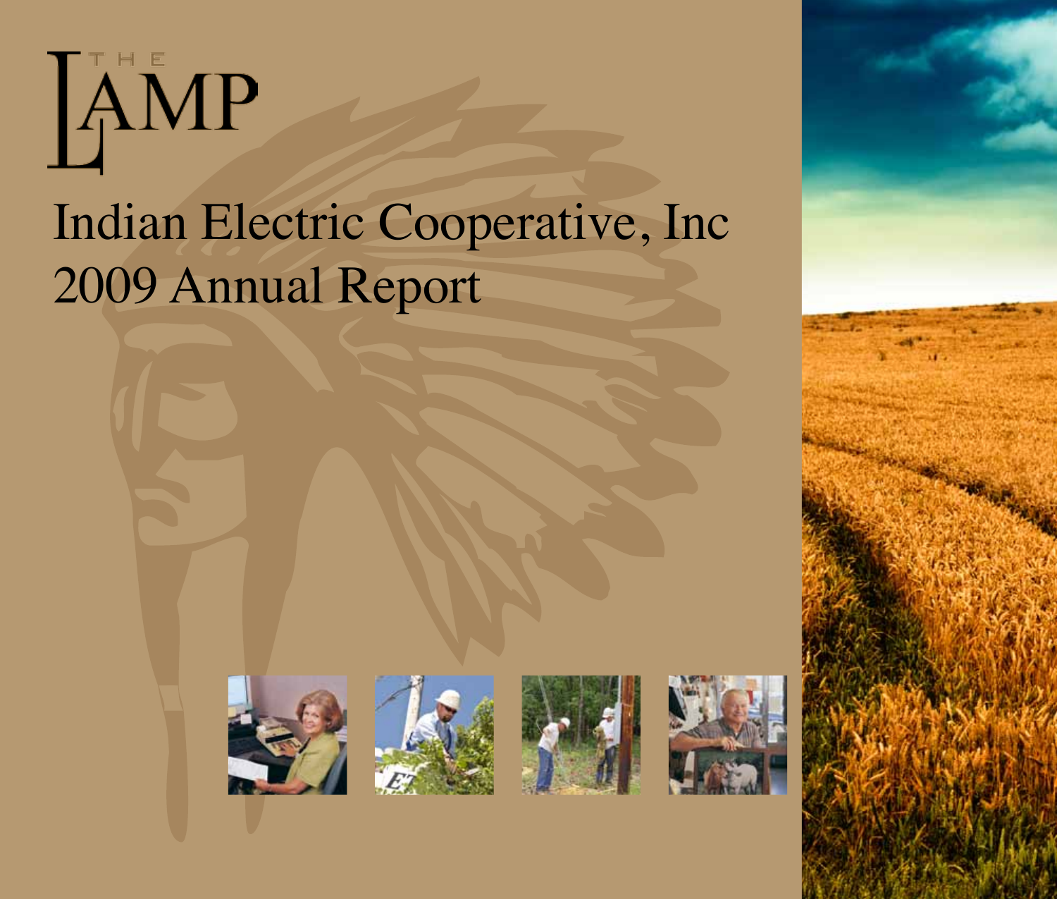# THE LAMP

# Indian Electric Cooperative, Inc
# 2009 Annual Report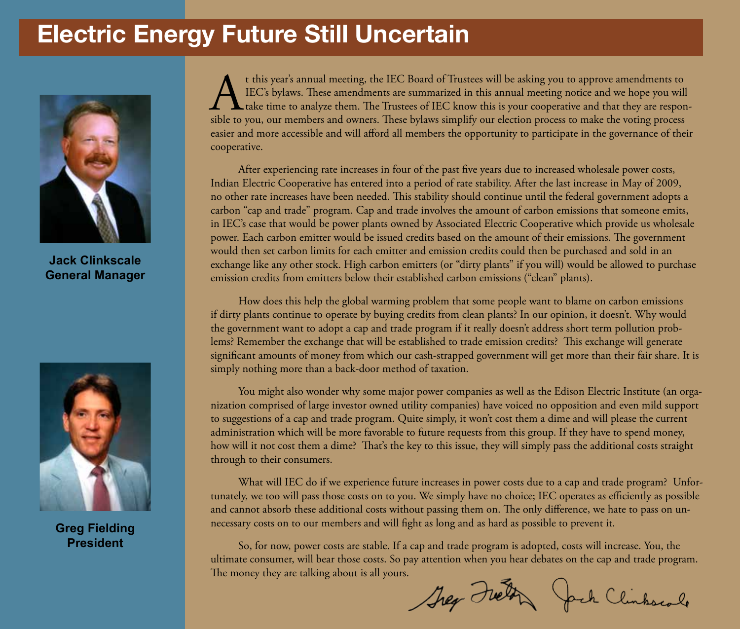# Electric Energy Future Still Uncertain

**Jack Clinkscale**
**General Manager**

**Greg Fielding**
**President**

At this year's annual meeting, the IEC Board of Trustees will be asking you to approve amendments to IEC's bylaws. These amendments are summarized in this annual meeting notice and we hope you will take time to analyze them. The Trustees of IEC know this is your cooperative and that they are responsible to you, our members and owners. These bylaws simplify our election process to make the voting process easier and more accessible and will afford all members the opportunity to participate in the governance of their cooperative.

After experiencing rate increases in four of the past five years due to increased wholesale power costs, Indian Electric Cooperative has entered into a period of rate stability. After the last increase in May of 2009, no other rate increases have been needed. This stability should continue until the federal government adopts a carbon "cap and trade" program. Cap and trade involves the amount of carbon emissions that someone emits, in IEC's case that would be power plants owned by Associated Electric Cooperative which provide us wholesale power. Each carbon emitter would be issued credits based on the amount of their emissions. The government would then set carbon limits for each emitter and emission credits could then be purchased and sold in an exchange like any other stock. High carbon emitters (or "dirty plants" if you will) would be allowed to purchase emission credits from emitters below their established carbon emissions ("clean" plants).

How does this help the global warming problem that some people want to blame on carbon emissions if dirty plants continue to operate by buying credits from clean plants? In our opinion, it doesn't. Why would the government want to adopt a cap and trade program if it really doesn't address short term pollution problems? Remember the exchange that will be established to trade emission credits? This exchange will generate significant amounts of money from which our cash-strapped government will get more than their fair share. It is simply nothing more than a back-door method of taxation.

You might also wonder why some major power companies as well as the Edison Electric Institute (an organization comprised of large investor owned utility companies) have voiced no opposition and even mild support to suggestions of a cap and trade program. Quite simply, it won't cost them a dime and will please the current administration which will be more favorable to future requests from this group. If they have to spend money, how will it not cost them a dime? That's the key to this issue, they will simply pass the additional costs straight through to their consumers.

What will IEC do if we experience future increases in power costs due to a cap and trade program? Unfortunately, we too will pass those costs on to you. We simply have no choice; IEC operates as efficiently as possible and cannot absorb these additional costs without passing them on. The only difference, we hate to pass on unnecessary costs on to our members and will fight as long and as hard as possible to prevent it.

So, for now, power costs are stable. If a cap and trade program is adopted, costs will increase. You, the ultimate consumer, will bear those costs. So pay attention when you hear debates on the cap and trade program. The money they are talking about is all yours.

Greg Fielding    Jack Clinkscale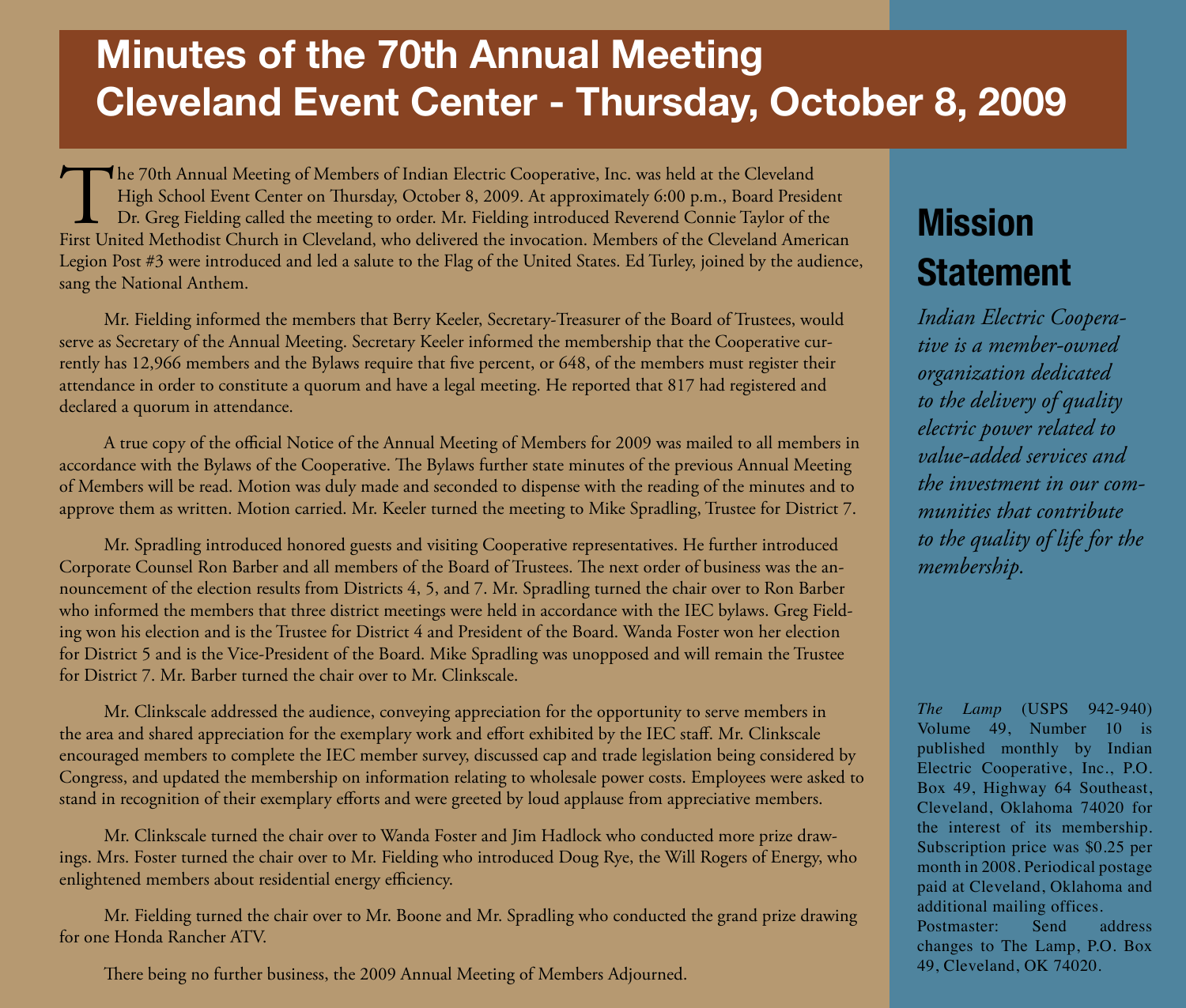# Minutes of the 70th Annual Meeting Cleveland Event Center - Thursday, October 8, 2009

The 70th Annual Meeting of Members of Indian Electric Cooperative, Inc. was held at the Cleveland High School Event Center on Thursday, October 8, 2009. At approximately 6:00 p.m., Board President Dr. Greg Fielding called the meeting to order. Mr. Fielding introduced Reverend Connie Taylor of the First United Methodist Church in Cleveland, who delivered the invocation. Members of the Cleveland American Legion Post #3 were introduced and led a salute to the Flag of the United States. Ed Turley, joined by the audience, sang the National Anthem.

Mr. Fielding informed the members that Berry Keeler, Secretary-Treasurer of the Board of Trustees, would serve as Secretary of the Annual Meeting. Secretary Keeler informed the membership that the Cooperative currently has 12,966 members and the Bylaws require that five percent, or 648, of the members must register their attendance in order to constitute a quorum and have a legal meeting. He reported that 817 had registered and declared a quorum in attendance.

A true copy of the official Notice of the Annual Meeting of Members for 2009 was mailed to all members in accordance with the Bylaws of the Cooperative. The Bylaws further state minutes of the previous Annual Meeting of Members will be read. Motion was duly made and seconded to dispense with the reading of the minutes and to approve them as written. Motion carried. Mr. Keeler turned the meeting to Mike Spradling, Trustee for District 7.

Mr. Spradling introduced honored guests and visiting Cooperative representatives. He further introduced Corporate Counsel Ron Barber and all members of the Board of Trustees. The next order of business was the announcement of the election results from Districts 4, 5, and 7. Mr. Spradling turned the chair over to Ron Barber who informed the members that three district meetings were held in accordance with the IEC bylaws. Greg Fielding won his election and is the Trustee for District 4 and President of the Board. Wanda Foster won her election for District 5 and is the Vice-President of the Board. Mike Spradling was unopposed and will remain the Trustee for District 7. Mr. Barber turned the chair over to Mr. Clinkscale.

Mr. Clinkscale addressed the audience, conveying appreciation for the opportunity to serve members in the area and shared appreciation for the exemplary work and effort exhibited by the IEC staff. Mr. Clinkscale encouraged members to complete the IEC member survey, discussed cap and trade legislation being considered by Congress, and updated the membership on information relating to wholesale power costs. Employees were asked to stand in recognition of their exemplary efforts and were greeted by loud applause from appreciative members.

Mr. Clinkscale turned the chair over to Wanda Foster and Jim Hadlock who conducted more prize drawings. Mrs. Foster turned the chair over to Mr. Fielding who introduced Doug Rye, the Will Rogers of Energy, who enlightened members about residential energy efficiency.

Mr. Fielding turned the chair over to Mr. Boone and Mr. Spradling who conducted the grand prize drawing for one Honda Rancher ATV.

There being no further business, the 2009 Annual Meeting of Members Adjourned.

## Mission Statement

*Indian Electric Cooperative is a member-owned organization dedicated to the delivery of quality electric power related to value-added services and the investment in our communities that contribute to the quality of life for the membership.*

*The Lamp* (USPS 942-940) Volume 49, Number 10 is published monthly by Indian Electric Cooperative, Inc., P.O. Box 49, Highway 64 Southeast, Cleveland, Oklahoma 74020 for the interest of its membership. Subscription price was $0.25 per month in 2008. Periodical postage paid at Cleveland, Oklahoma and additional mailing offices. Postmaster: Send address changes to The Lamp, P.O. Box 49, Cleveland, OK 74020.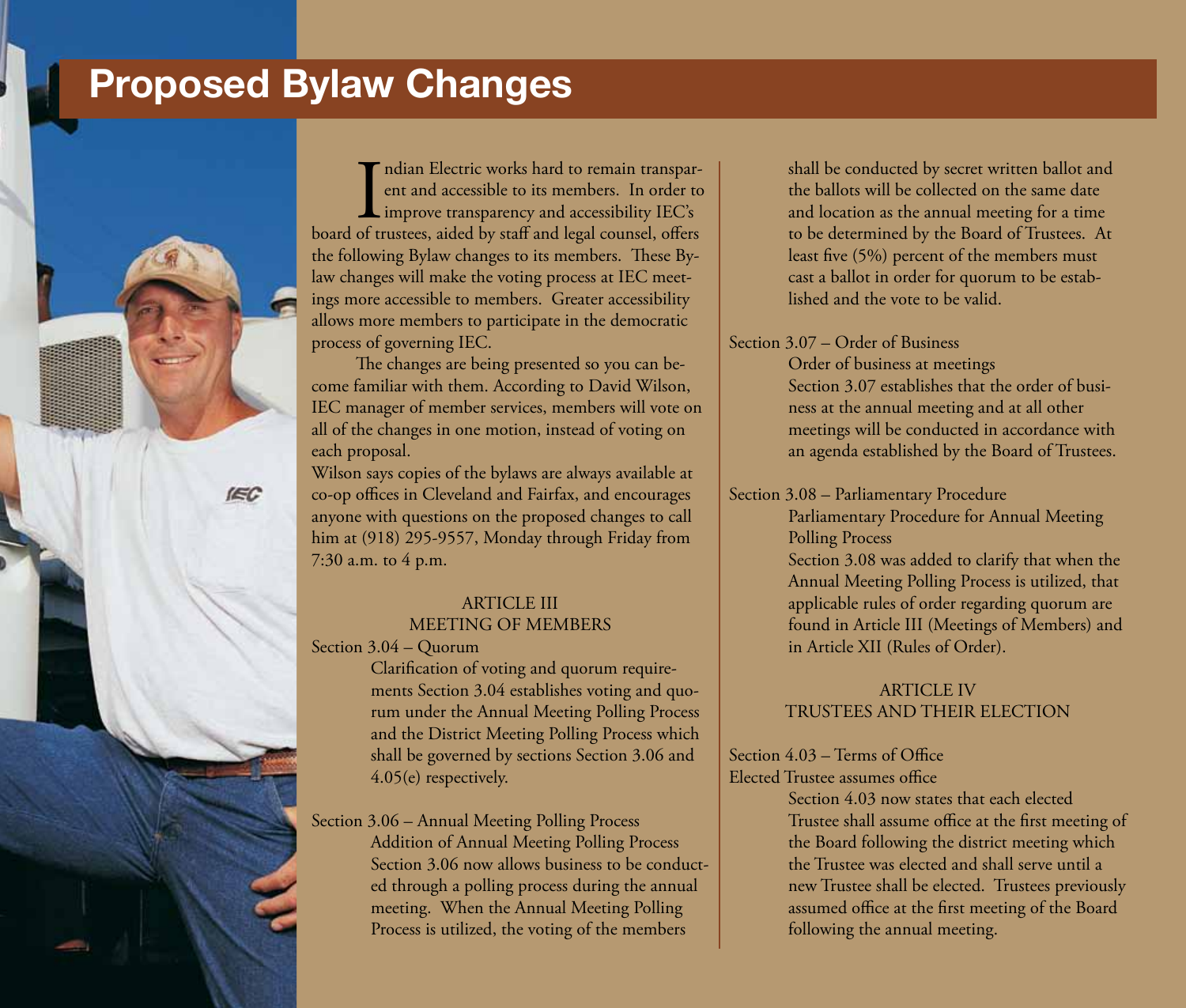# Proposed Bylaw Changes

Indian Electric works hard to remain transparent and accessible to its members. In order to improve transparency and accessibility IEC's board of trustees, aided by staff and legal counsel, offers the following Bylaw changes to its members. These Bylaw changes will make the voting process at IEC meetings more accessible to members. Greater accessibility allows more members to participate in the democratic process of governing IEC.

The changes are being presented so you can become familiar with them. According to David Wilson, IEC manager of member services, members will vote on all of the changes in one motion, instead of voting on each proposal.

Wilson says copies of the bylaws are always available at co-op offices in Cleveland and Fairfax, and encourages anyone with questions on the proposed changes to call him at (918) 295-9557, Monday through Friday from 7:30 a.m. to 4 p.m.

## ARTICLE III
## MEETING OF MEMBERS

Section 3.04 – Quorum

Clarification of voting and quorum requirements Section 3.04 establishes voting and quorum under the Annual Meeting Polling Process and the District Meeting Polling Process which shall be governed by sections Section 3.06 and 4.05(e) respectively.

Section 3.06 – Annual Meeting Polling Process

Addition of Annual Meeting Polling Process

Section 3.06 now allows business to be conducted through a polling process during the annual meeting. When the Annual Meeting Polling Process is utilized, the voting of the members shall be conducted by secret written ballot and the ballots will be collected on the same date and location as the annual meeting for a time to be determined by the Board of Trustees. At least five (5%) percent of the members must cast a ballot in order for quorum to be established and the vote to be valid.

Section 3.07 – Order of Business

Order of business at meetings

Section 3.07 establishes that the order of business at the annual meeting and at all other meetings will be conducted in accordance with an agenda established by the Board of Trustees.

Section 3.08 – Parliamentary Procedure

Parliamentary Procedure for Annual Meeting Polling Process

Section 3.08 was added to clarify that when the Annual Meeting Polling Process is utilized, that applicable rules of order regarding quorum are found in Article III (Meetings of Members) and in Article XII (Rules of Order).

## ARTICLE IV
## TRUSTEES AND THEIR ELECTION

Section 4.03 – Terms of Office

Elected Trustee assumes office

Section 4.03 now states that each elected Trustee shall assume office at the first meeting of the Board following the district meeting which the Trustee was elected and shall serve until a new Trustee shall be elected. Trustees previously assumed office at the first meeting of the Board following the annual meeting.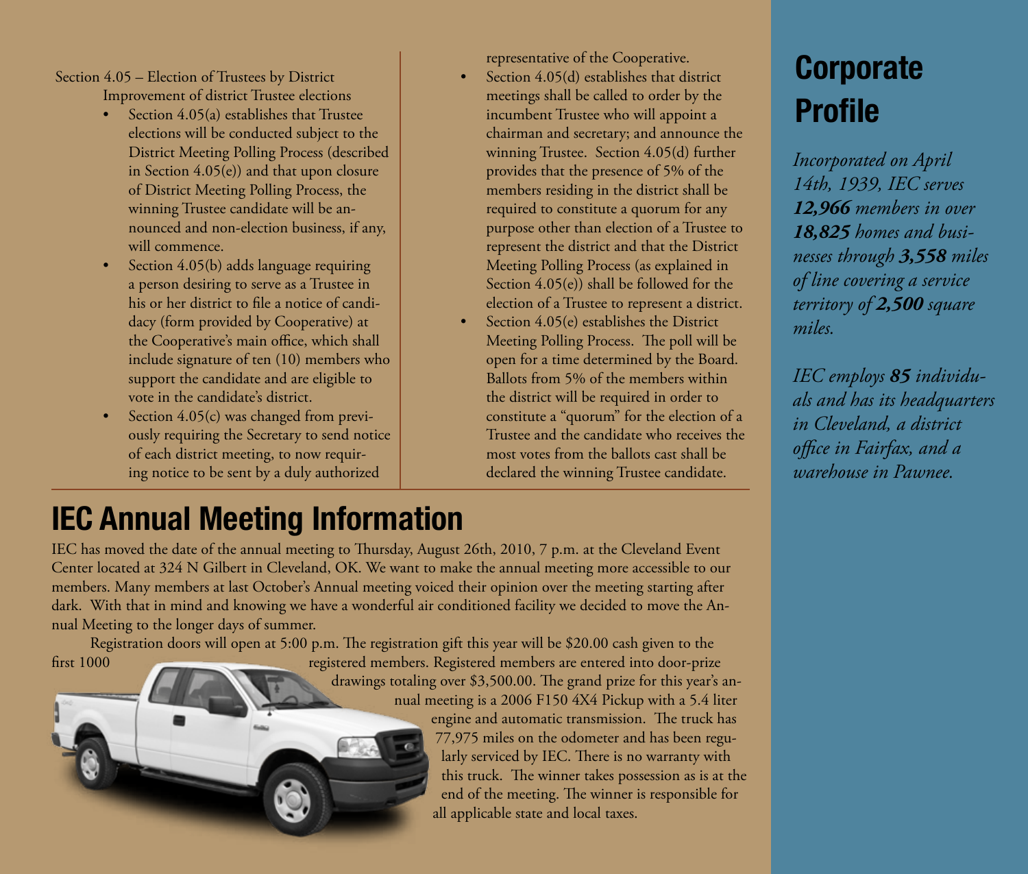Section 4.05 – Election of Trustees by District

Improvement of district Trustee elections

- Section 4.05(a) establishes that Trustee elections will be conducted subject to the District Meeting Polling Process (described in Section 4.05(e)) and that upon closure of District Meeting Polling Process, the winning Trustee candidate will be announced and non-election business, if any, will commence.
- Section 4.05(b) adds language requiring a person desiring to serve as a Trustee in his or her district to file a notice of candidacy (form provided by Cooperative) at the Cooperative's main office, which shall include signature of ten (10) members who support the candidate and are eligible to vote in the candidate's district.
- Section 4.05(c) was changed from previously requiring the Secretary to send notice of each district meeting, to now requiring notice to be sent by a duly authorized representative of the Cooperative.
- Section 4.05(d) establishes that district meetings shall be called to order by the incumbent Trustee who will appoint a chairman and secretary; and announce the winning Trustee. Section 4.05(d) further provides that the presence of 5% of the members residing in the district shall be required to constitute a quorum for any purpose other than election of a Trustee to represent the district and that the District Meeting Polling Process (as explained in Section 4.05(e)) shall be followed for the election of a Trustee to represent a district.
- Section 4.05(e) establishes the District Meeting Polling Process. The poll will be open for a time determined by the Board. Ballots from 5% of the members within the district will be required in order to constitute a "quorum" for the election of a Trustee and the candidate who receives the most votes from the ballots cast shall be declared the winning Trustee candidate.

# IEC Annual Meeting Information

IEC has moved the date of the annual meeting to Thursday, August 26th, 2010, 7 p.m. at the Cleveland Event Center located at 324 N Gilbert in Cleveland, OK. We want to make the annual meeting more accessible to our members. Many members at last October's Annual meeting voiced their opinion over the meeting starting after dark. With that in mind and knowing we have a wonderful air conditioned facility we decided to move the Annual Meeting to the longer days of summer.

Registration doors will open at 5:00 p.m. The registration gift this year will be $20.00 cash given to the first 1000 registered members. Registered members are entered into door-prize drawings totaling over $3,500.00. The grand prize for this year's annual meeting is a 2006 F150 4X4 Pickup with a 5.4 liter engine and automatic transmission. The truck has 77,975 miles on the odometer and has been regularly serviced by IEC. There is no warranty with this truck. The winner takes possession as is at the end of the meeting. The winner is responsible for all applicable state and local taxes.

## Corporate Profile

*Incorporated on April 14th, 1939, IEC serves **12,966** members in over **18,825** homes and businesses through **3,558** miles of line covering a service territory of **2,500** square miles.*

*IEC employs **85** individuals and has its headquarters in Cleveland, a district office in Fairfax, and a warehouse in Pawnee.*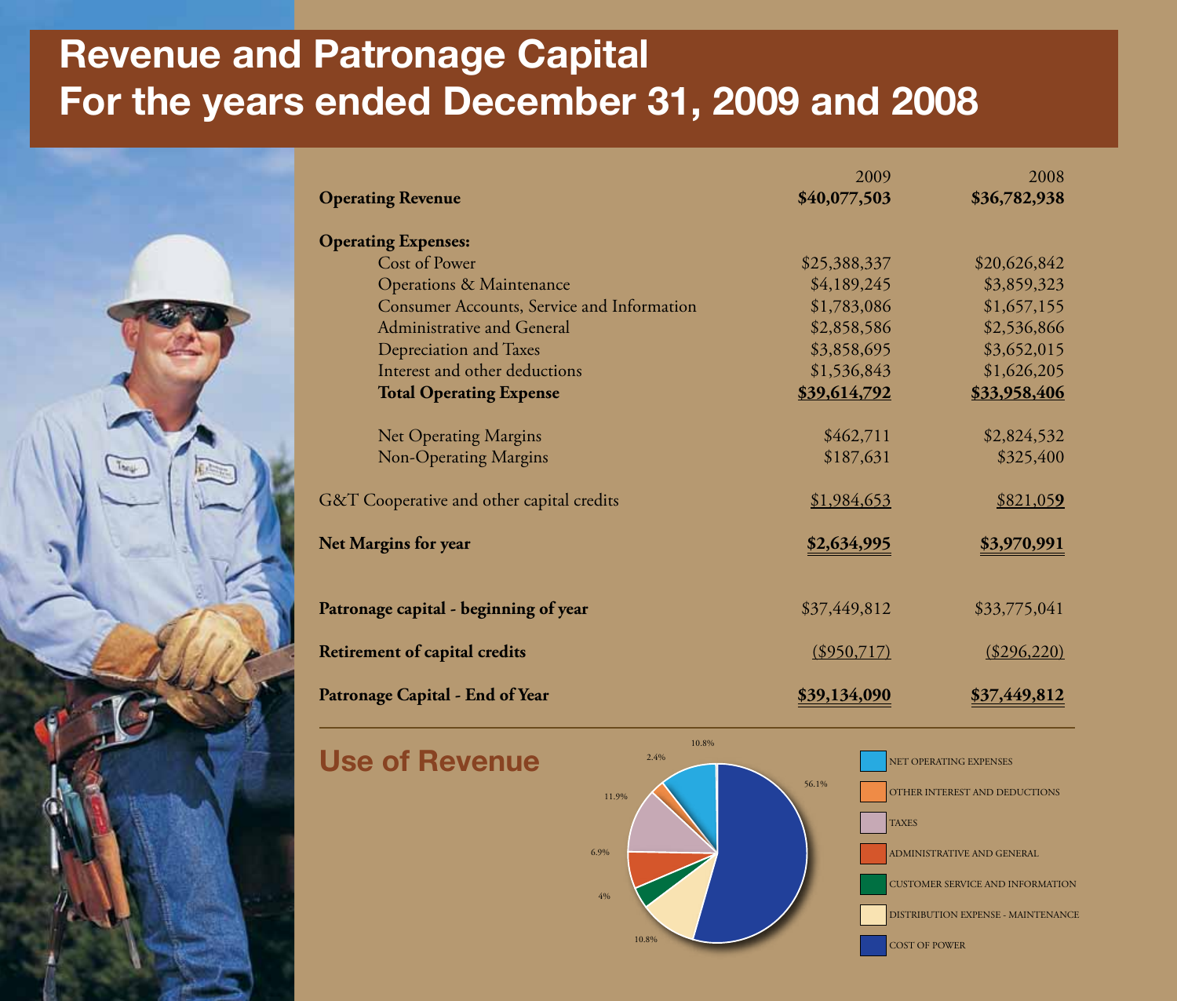# Revenue and Patronage Capital
# For the years ended December 31, 2009 and 2008

| | 2009 | 2008 |
|---|---|---|
| **Operating Revenue** | **$40,077,503** | **$36,782,938** |
| **Operating Expenses:** | | |
| Cost of Power | $25,388,337 | $20,626,842 |
| Operations & Maintenance | $4,189,245 | $3,859,323 |
| Consumer Accounts, Service and Information | $1,783,086 | $1,657,155 |
| Administrative and General | $2,858,586 | $2,536,866 |
| Depreciation and Taxes | $3,858,695 | $3,652,015 |
| Interest and other deductions | $1,536,843 | $1,626,205 |
| **Total Operating Expense** | **$39,614,792** | **$33,958,406** |
| Net Operating Margins | $462,711 | $2,824,532 |
| Non-Operating Margins | $187,631 | $325,400 |
| G&T Cooperative and other capital credits | $1,984,653 | $821,059 |
| **Net Margins for year** | **$2,634,995** | **$3,970,991** |
| **Patronage capital - beginning of year** | $37,449,812 | $33,775,041 |
| **Retirement of capital credits** | ($950,717) | ($296,220) |
| **Patronage Capital - End of Year** | **$39,134,090** | **$37,449,812** |

## Use of Revenue

| Category | Percentage |
|---|---|
| NET OPERATING EXPENSES | 10.8% |
| OTHER INTEREST AND DEDUCTIONS | 2.4% |
| TAXES | 11.9% |
| ADMINISTRATIVE AND GENERAL | 6.9% |
| CUSTOMER SERVICE AND INFORMATION | 4% |
| DISTRIBUTION EXPENSE - MAINTENANCE | 10.8% |
| COST OF POWER | 56.1% |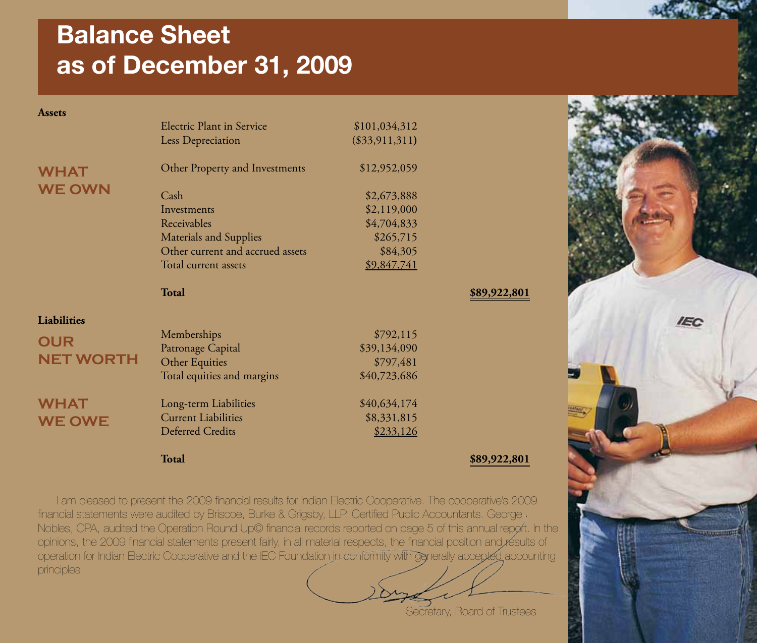# Balance Sheet as of December 31, 2009

| | | | |
|---|---|---|---|
| **Assets** | | | |
| **WHAT WE OWN** | Electric Plant in Service | $101,034,312 | |
| | Less Depreciation | ($33,911,311) | |
| | Other Property and Investments | $12,952,059 | |
| | Cash | $2,673,888 | |
| | Investments | $2,119,000 | |
| | Receivables | $4,704,833 | |
| | Materials and Supplies | $265,715 | |
| | Other current and accrued assets | $84,305 | |
| | Total current assets | $9,847,741 | |
| | **Total** | | **$89,922,801** |
| **Liabilities** | | | |
| **OUR NET WORTH** | Memberships | $792,115 | |
| | Patronage Capital | $39,134,090 | |
| | Other Equities | $797,481 | |
| | Total equities and margins | $40,723,686 | |
| **WHAT WE OWE** | Long-term Liabilities | $40,634,174 | |
| | Current Liabilities | $8,331,815 | |
| | Deferred Credits | $233,126 | |
| | **Total** | | **$89,922,801** |

I am pleased to present the 2009 financial results for Indian Electric Cooperative. The cooperative's 2009 financial statements were audited by Briscoe, Burke & Grigsby, LLP, Certified Public Accountants. George Nobles, CPA, audited the Operation Round Up© financial records reported on page 5 of this annual report. In the opinions, the 2009 financial statements present fairly, in all material respects, the financial position and results of operation for Indian Electric Cooperative and the IEC Foundation in conformity with generally accepted accounting principles.

Secretary, Board of Trustees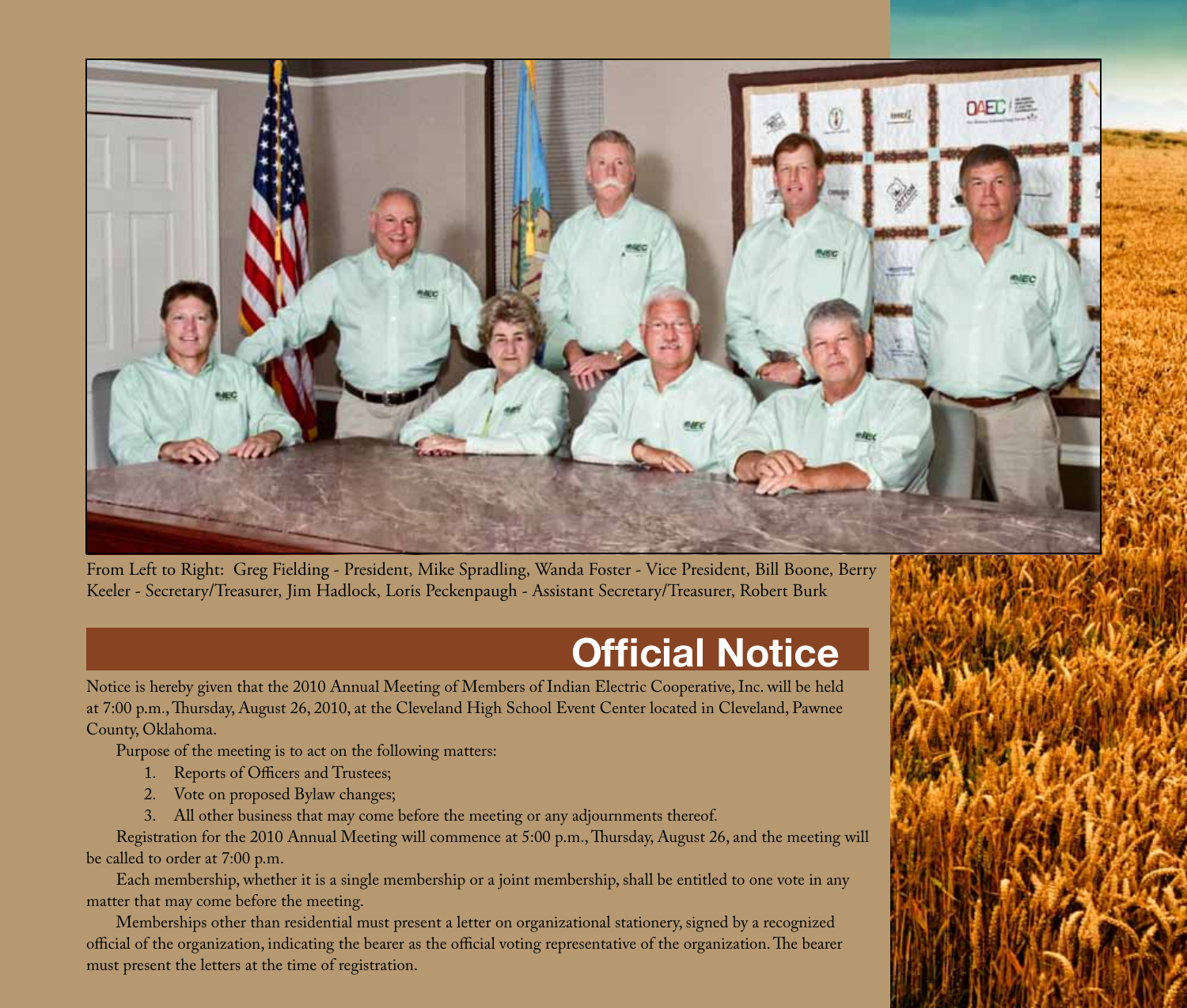From Left to Right: Greg Fielding - President, Mike Spradling, Wanda Foster - Vice President, Bill Boone, Berry Keeler - Secretary/Treasurer, Jim Hadlock, Loris Peckenpaugh - Assistant Secretary/Treasurer, Robert Burk

## Official Notice

Notice is hereby given that the 2010 Annual Meeting of Members of Indian Electric Cooperative, Inc. will be held at 7:00 p.m., Thursday, August 26, 2010, at the Cleveland High School Event Center located in Cleveland, Pawnee County, Oklahoma.

Purpose of the meeting is to act on the following matters:

1. Reports of Officers and Trustees;
2. Vote on proposed Bylaw changes;
3. All other business that may come before the meeting or any adjournments thereof.

Registration for the 2010 Annual Meeting will commence at 5:00 p.m., Thursday, August 26, and the meeting will be called to order at 7:00 p.m.

Each membership, whether it is a single membership or a joint membership, shall be entitled to one vote in any matter that may come before the meeting.

Memberships other than residential must present a letter on organizational stationery, signed by a recognized official of the organization, indicating the bearer as the official voting representative of the organization. The bearer must present the letters at the time of registration.